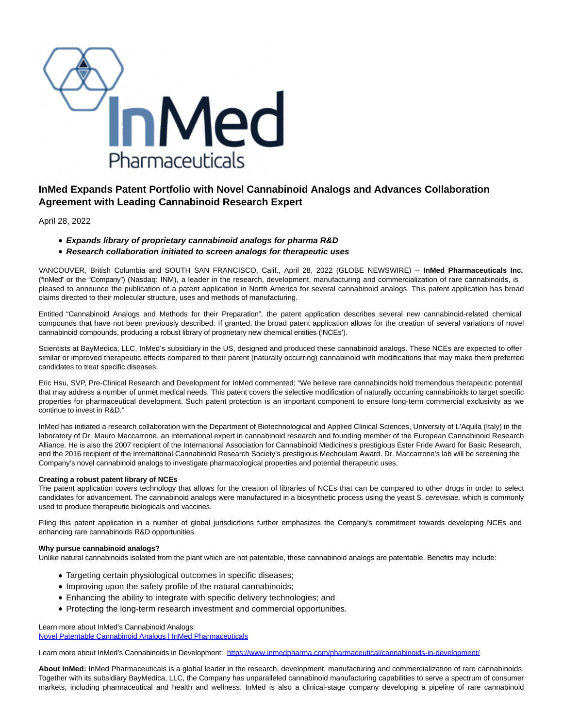# InMed Expands Patent Portfolio with Novel Cannabinoid Analogs and Advances Collaboration Agreement with Leading Cannabinoid Research Expert

April 28, 2022

- ***Expands library of proprietary cannabinoid analogs for pharma R&D***
- ***Research collaboration initiated to screen analogs for therapeutic uses***

VANCOUVER, British Columbia and SOUTH SAN FRANCISCO, Calif., April 28, 2022 (GLOBE NEWSWIRE) -- **InMed Pharmaceuticals Inc.** ("InMed" or the "Company") (Nasdaq: INM), a leader in the research, development, manufacturing and commercialization of rare cannabinoids, is pleased to announce the publication of a patent application in North America for several cannabinoid analogs. This patent application has broad claims directed to their molecular structure, uses and methods of manufacturing.

Entitled "Cannabinoid Analogs and Methods for their Preparation", the patent application describes several new cannabinoid-related chemical compounds that have not been previously described. If granted, the broad patent application allows for the creation of several variations of novel cannabinoid compounds, producing a robust library of proprietary new chemical entities ('NCEs').

Scientists at BayMedica, LLC, InMed's subsidiary in the US, designed and produced these cannabinoid analogs. These NCEs are expected to offer similar or improved therapeutic effects compared to their parent (naturally occurring) cannabinoid with modifications that may make them preferred candidates to treat specific diseases.

Eric Hsu, SVP, Pre-Clinical Research and Development for InMed commented; "We believe rare cannabinoids hold tremendous therapeutic potential that may address a number of unmet medical needs. This patent covers the selective modification of naturally occurring cannabinoids to target specific properties for pharmaceutical development. Such patent protection is an important component to ensure long-term commercial exclusivity as we continue to invest in R&D."

InMed has initiated a research collaboration with the Department of Biotechnological and Applied Clinical Sciences, University of L'Aquila (Italy) in the laboratory of Dr. Mauro Maccarrone, an international expert in cannabinoid research and founding member of the European Cannabinoid Research Alliance. He is also the 2007 recipient of the International Association for Cannabinoid Medicines's prestigious Ester Fride Award for Basic Research, and the 2016 recipient of the International Cannabinoid Research Society's prestigious Mechoulam Award. Dr. Maccarrone's lab will be screening the Company's novel cannabinoid analogs to investigate pharmacological properties and potential therapeutic uses.

**Creating a robust patent library of NCEs**
The patent application covers technology that allows for the creation of libraries of NCEs that can be compared to other drugs in order to select candidates for advancement. The cannabinoid analogs were manufactured in a biosynthetic process using the yeast *S. cerevisiae,* which is commonly used to produce therapeutic biologicals and vaccines.

Filing this patent application in a number of global jurisdicitions further emphasizes the Company's commitment towards developing NCEs and enhancing rare cannabinoids R&D opportunities.

**Why pursue cannabinoid analogs?**
Unlike natural cannabinoids isolated from the plant which are not patentable, these cannabinoid analogs are patentable. Benefits may include:

- Targeting certain physiological outcomes in specific diseases;
- Improving upon the safety profile of the natural cannabinoids;
- Enhancing the ability to integrate with specific delivery technologies; and
- Protecting the long-term research investment and commercial opportunities.

Learn more about InMed's Cannabinoid Analogs:
[Novel Patentable Cannabinoid Analogs | InMed Pharmaceuticals]

Learn more about InMed's Cannabinoids in Development: https://www.inmedpharma.com/pharmaceutical/cannabinoids-in-development/

**About InMed:** InMed Pharmaceuticals is a global leader in the research, development, manufacturing and commercialization of rare cannabinoids. Together with its subsidiary BayMedica, LLC, the Company has unparalleled cannabinoid manufacturing capabilities to serve a spectrum of consumer markets, including pharmaceutical and health and wellness. InMed is also a clinical-stage company developing a pipeline of rare cannabinoid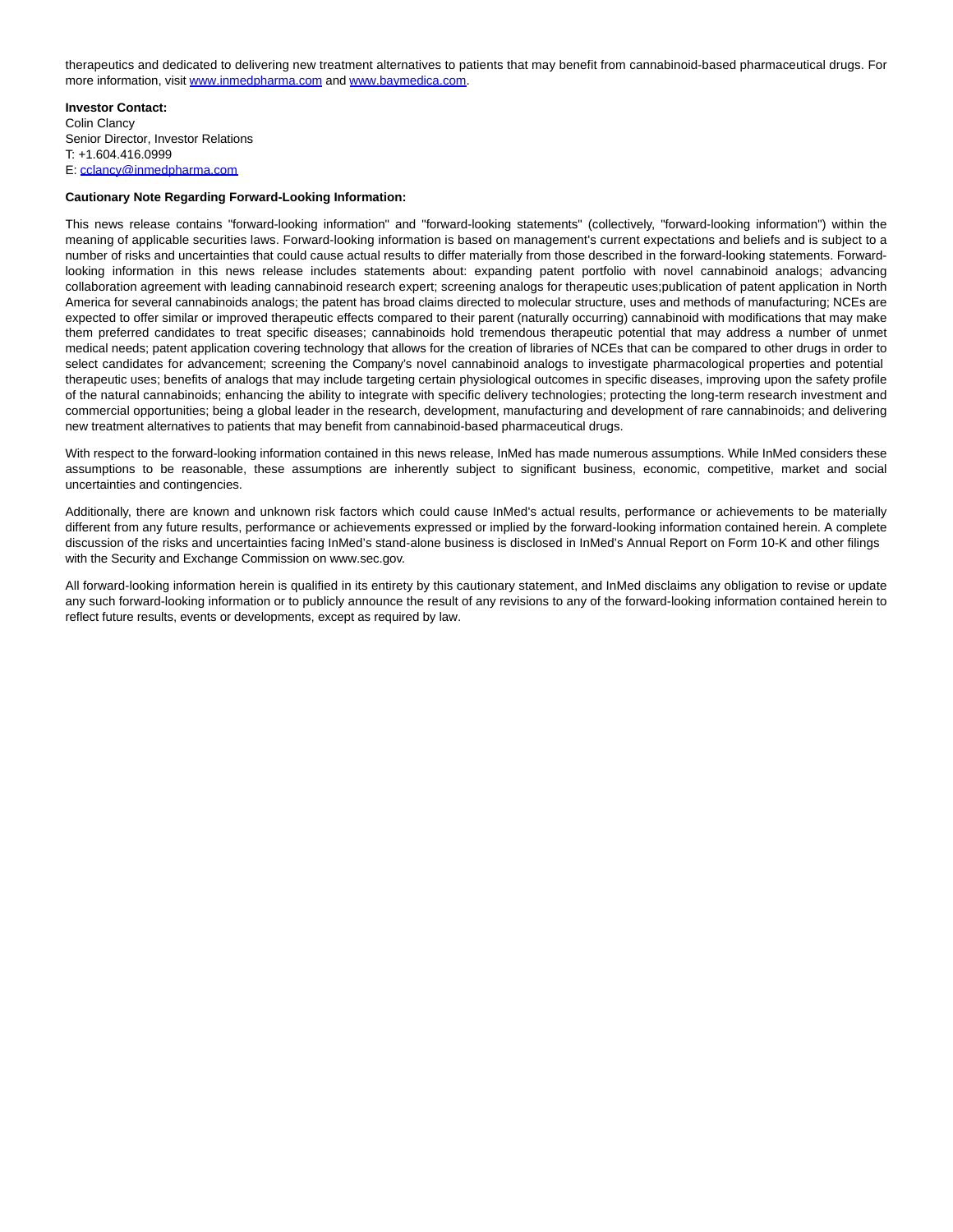therapeutics and dedicated to delivering new treatment alternatives to patients that may benefit from cannabinoid-based pharmaceutical drugs. For more information, visit www.inmedpharma.com and www.baymedica.com.

**Investor Contact:**
Colin Clancy
Senior Director, Investor Relations
T: +1.604.416.0999
E: cclancy@inmedpharma.com

**Cautionary Note Regarding Forward-Looking Information:**

This news release contains "forward-looking information" and "forward-looking statements" (collectively, "forward-looking information") within the meaning of applicable securities laws. Forward-looking information is based on management's current expectations and beliefs and is subject to a number of risks and uncertainties that could cause actual results to differ materially from those described in the forward-looking statements. Forward-looking information in this news release includes statements about: expanding patent portfolio with novel cannabinoid analogs; advancing collaboration agreement with leading cannabinoid research expert; screening analogs for therapeutic uses;publication of patent application in North America for several cannabinoids analogs; the patent has broad claims directed to molecular structure, uses and methods of manufacturing; NCEs are expected to offer similar or improved therapeutic effects compared to their parent (naturally occurring) cannabinoid with modifications that may make them preferred candidates to treat specific diseases; cannabinoids hold tremendous therapeutic potential that may address a number of unmet medical needs; patent application covering technology that allows for the creation of libraries of NCEs that can be compared to other drugs in order to select candidates for advancement; screening the Company's novel cannabinoid analogs to investigate pharmacological properties and potential therapeutic uses; benefits of analogs that may include targeting certain physiological outcomes in specific diseases, improving upon the safety profile of the natural cannabinoids; enhancing the ability to integrate with specific delivery technologies; protecting the long-term research investment and commercial opportunities; being a global leader in the research, development, manufacturing and development of rare cannabinoids; and delivering new treatment alternatives to patients that may benefit from cannabinoid-based pharmaceutical drugs.

With respect to the forward-looking information contained in this news release, InMed has made numerous assumptions. While InMed considers these assumptions to be reasonable, these assumptions are inherently subject to significant business, economic, competitive, market and social uncertainties and contingencies.

Additionally, there are known and unknown risk factors which could cause InMed's actual results, performance or achievements to be materially different from any future results, performance or achievements expressed or implied by the forward-looking information contained herein. A complete discussion of the risks and uncertainties facing InMed's stand-alone business is disclosed in InMed's Annual Report on Form 10-K and other filings with the Security and Exchange Commission on www.sec.gov.

All forward-looking information herein is qualified in its entirety by this cautionary statement, and InMed disclaims any obligation to revise or update any such forward-looking information or to publicly announce the result of any revisions to any of the forward-looking information contained herein to reflect future results, events or developments, except as required by law.